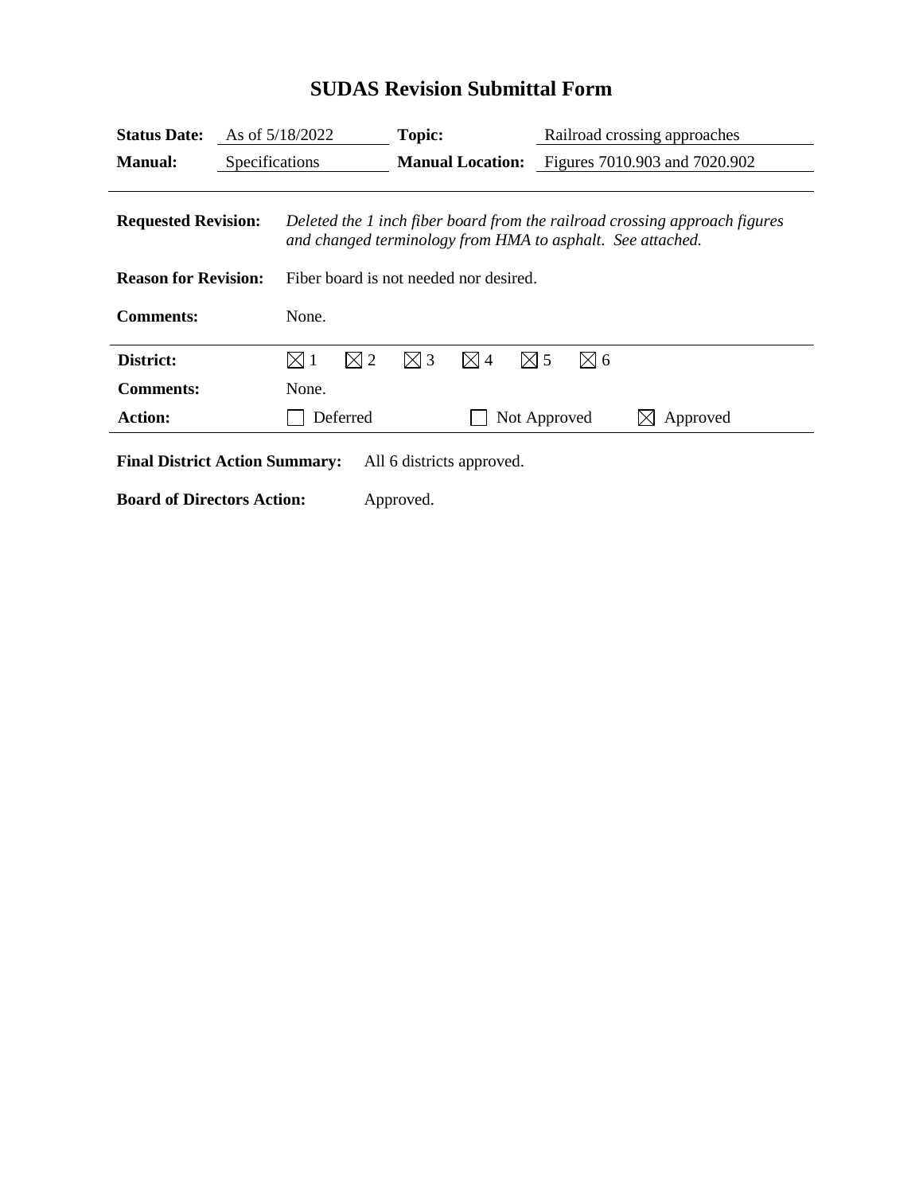# SUDAS Revision Submittal Form

| | | | |
|---|---|---|---|
| **Status Date:** | As of 5/18/2022 | **Topic:** | Railroad crossing approaches |
| **Manual:** | Specifications | **Manual Location:** | Figures 7010.903 and 7020.902 |

**Requested Revision:** *Deleted the 1 inch fiber board from the railroad crossing approach figures and changed terminology from HMA to asphalt. See attached.*

**Reason for Revision:** Fiber board is not needed nor desired.

**Comments:** None.

---

**District:** ☒ 1 ☒ 2 ☒ 3 ☒ 4 ☒ 5 ☒ 6

**Comments:** None.

**Action:** ☐ Deferred ☐ Not Approved ☒ Approved

---

**Final District Action Summary:** All 6 districts approved.

**Board of Directors Action:** Approved.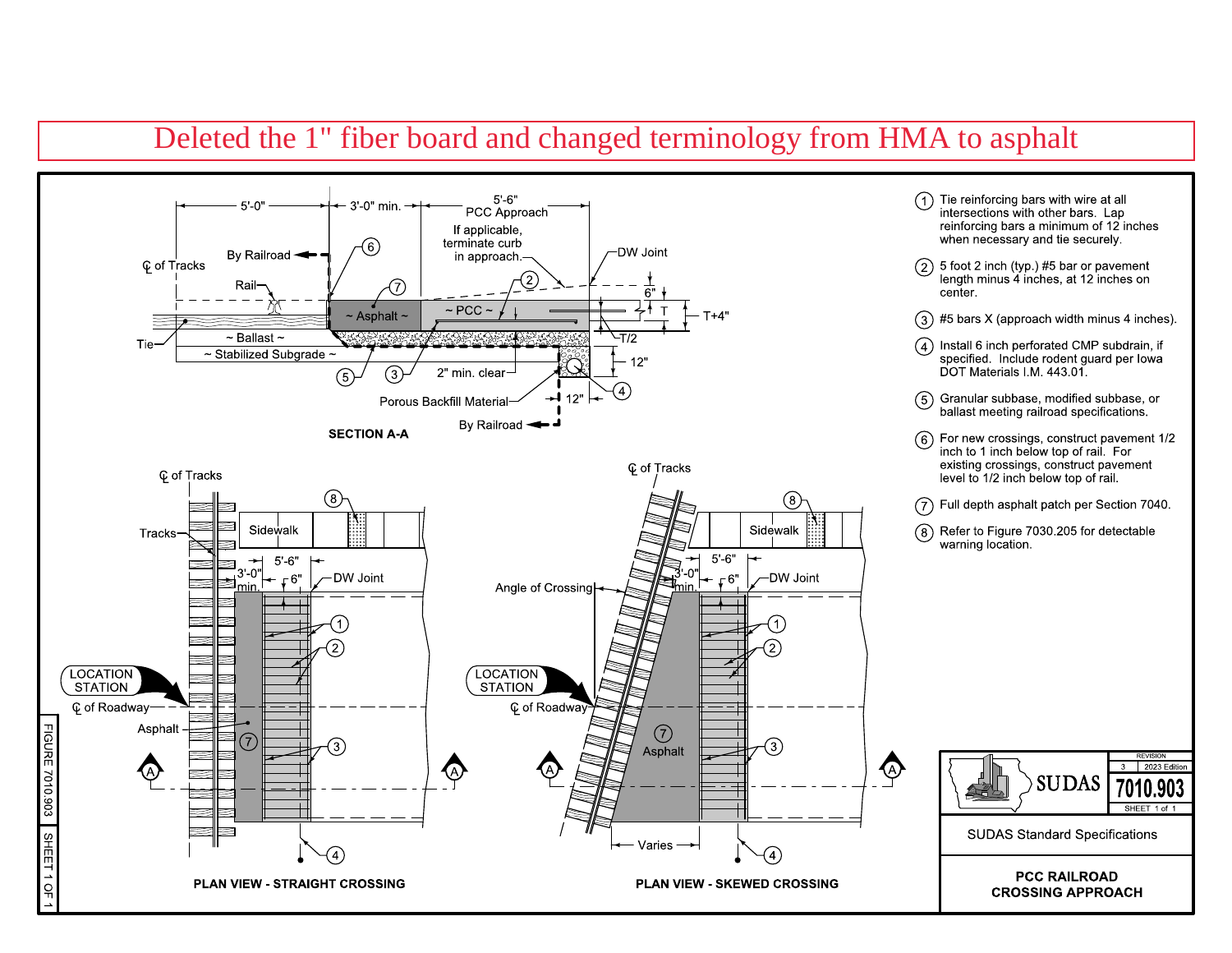Deleted the 1" fiber board and changed terminology from HMA to asphalt

**SECTION A-A**

5'-0" | 3'-0" min. | 5'-6" PCC Approach

℄ of Tracks, By Railroad, Rail, Tie, ~ Ballast ~, ~ Stabilized Subgrade ~, ~ Asphalt ~, ~ PCC ~, If applicable, terminate curb in approach., DW Joint, 6", T, T+4", T/2, 12", 2" min. clear, Porous Backfill Material, 12", By Railroad

**PLAN VIEW - STRAIGHT CROSSING**

℄ of Tracks, Tracks, Sidewalk, 5'-6", 3'-0" min., 6", DW Joint, LOCATION STATION, ℄ of Roadway, Asphalt, A

**PLAN VIEW - SKEWED CROSSING**

℄ of Tracks, Sidewalk, 5'-6", 3'-0" min., 6", DW Joint, Angle of Crossing, LOCATION STATION, ℄ of Roadway, Asphalt, Varies, A

1. Tie reinforcing bars with wire at all intersections with other bars. Lap reinforcing bars a minimum of 12 inches when necessary and tie securely.
2. 5 foot 2 inch (typ.) #5 bar or pavement length minus 4 inches, at 12 inches on center.
3. #5 bars X (approach width minus 4 inches).
4. Install 6 inch perforated CMP subdrain, if specified. Include rodent guard per Iowa DOT Materials I.M. 443.01.
5. Granular subbase, modified subbase, or ballast meeting railroad specifications.
6. For new crossings, construct pavement 1/2 inch to 1 inch below top of rail. For existing crossings, construct pavement level to 1/2 inch below top of rail.
7. Full depth asphalt patch per Section 7040.
8. Refer to Figure 7030.205 for detectable warning location.

SUDAS | REVISION 3 | 2023 Edition | 7010.903 | SHEET 1 of 1

SUDAS Standard Specifications

**PCC RAILROAD CROSSING APPROACH**

FIGURE 7010.903 | SHEET 1 OF 1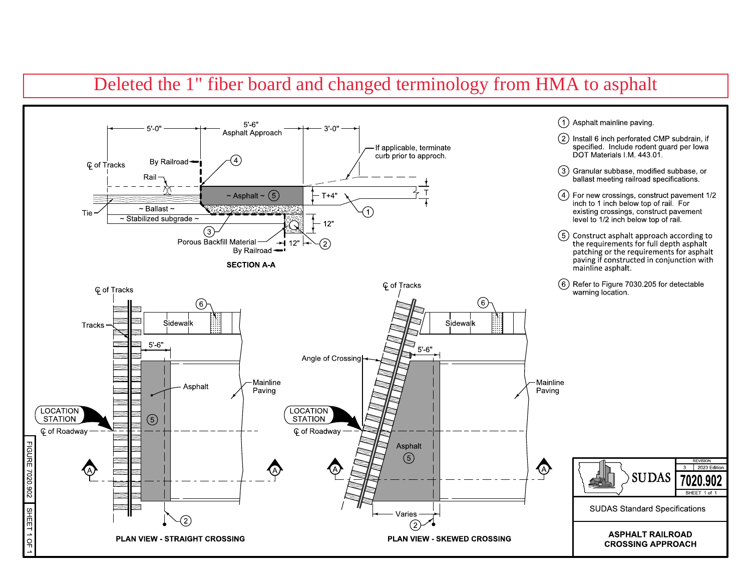Deleted the 1" fiber board and changed terminology from HMA to asphalt

5'-0"
5'-6"
Asphalt Approach
3'-0"
℄ of Tracks
By Railroad
If applicable, terminate curb prior to approch.
Rail
~ Asphalt ~ 5
T+4"
T
Tie
~ Ballast ~
~ Stabilized subgrade ~
12"
Porous Backfill Material
By Railroad
12"

**SECTION A-A**

℄ of Tracks
Tracks
Sidewalk
5'-6"
Asphalt
Mainline Paving
LOCATION STATION
℄ of Roadway

**PLAN VIEW - STRAIGHT CROSSING**

℄ of Tracks
Sidewalk
5'-6"
Angle of Crossing
Mainline Paving
LOCATION STATION
℄ of Roadway
Asphalt
Varies

**PLAN VIEW - SKEWED CROSSING**

1. Asphalt mainline paving.
2. Install 6 inch perforated CMP subdrain, if specified. Include rodent guard per Iowa DOT Materials I.M. 443.01.
3. Granular subbase, modified subbase, or ballast meeting railroad specifications.
4. For new crossings, construct pavement 1/2 inch to 1 inch below top of rail. For existing crossings, construct pavement level to 1/2 inch below top of rail.
5. Construct asphalt approach according to the requirements for full depth asphalt patching or the requirements for asphalt paving if constructed in conjunction with mainline asphalt.
6. Refer to Figure 7030.205 for detectable warning location.

FIGURE 7020.902 SHEET 1 OF 1

| REVISION | |
|---|---|
| 3 | 2023 Edition |

SUDAS 7020.902
SHEET 1 of 1

SUDAS Standard Specifications

**ASPHALT RAILROAD CROSSING APPROACH**